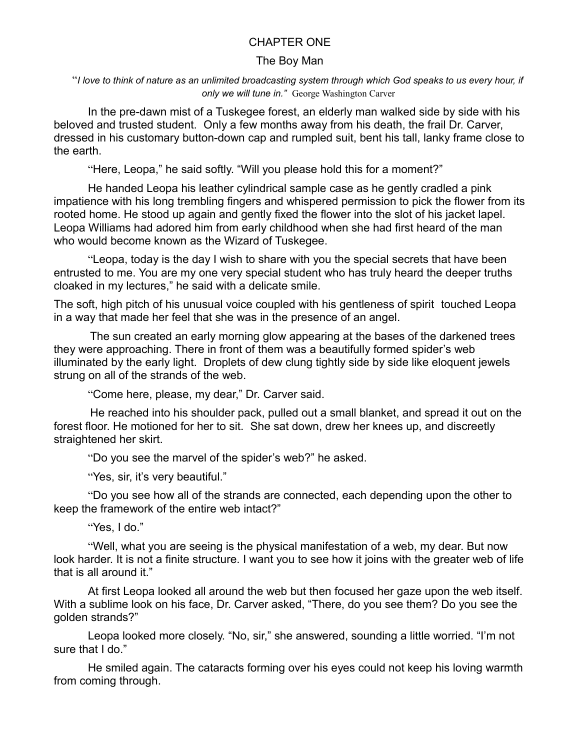# CHAPTER ONE

## The Boy Man

"*I love to think of nature as an unlimited broadcasting system through which God speaks to us every hour, if only we will tune in."* George Washington Carver

In the pre-dawn mist of a Tuskegee forest, an elderly man walked side by side with his beloved and trusted student. Only a few months away from his death, the frail Dr. Carver, dressed in his customary button-down cap and rumpled suit, bent his tall, lanky frame close to the earth.

"Here, Leopa," he said softly. "Will you please hold this for a moment?"

He handed Leopa his leather cylindrical sample case as he gently cradled a pink impatience with his long trembling fingers and whispered permission to pick the flower from its rooted home. He stood up again and gently fixed the flower into the slot of his jacket lapel. Leopa Williams had adored him from early childhood when she had first heard of the man who would become known as the Wizard of Tuskegee.

"Leopa, today is the day I wish to share with you the special secrets that have been entrusted to me. You are my one very special student who has truly heard the deeper truths cloaked in my lectures," he said with a delicate smile.

The soft, high pitch of his unusual voice coupled with his gentleness of spirit touched Leopa in a way that made her feel that she was in the presence of an angel.

The sun created an early morning glow appearing at the bases of the darkened trees they were approaching. There in front of them was a beautifully formed spider's web illuminated by the early light. Droplets of dew clung tightly side by side like eloquent jewels strung on all of the strands of the web.

"Come here, please, my dear," Dr. Carver said.

He reached into his shoulder pack, pulled out a small blanket, and spread it out on the forest floor. He motioned for her to sit. She sat down, drew her knees up, and discreetly straightened her skirt.

"Do you see the marvel of the spider's web?" he asked.

"Yes, sir, it's very beautiful."

"Do you see how all of the strands are connected, each depending upon the other to keep the framework of the entire web intact?"

"Yes, I do."

"Well, what you are seeing is the physical manifestation of a web, my dear. But now look harder. It is not a finite structure. I want you to see how it joins with the greater web of life that is all around it."

At first Leopa looked all around the web but then focused her gaze upon the web itself. With a sublime look on his face, Dr. Carver asked, "There, do you see them? Do you see the golden strands?"

Leopa looked more closely. "No, sir," she answered, sounding a little worried. "I'm not sure that I do."

He smiled again. The cataracts forming over his eyes could not keep his loving warmth from coming through.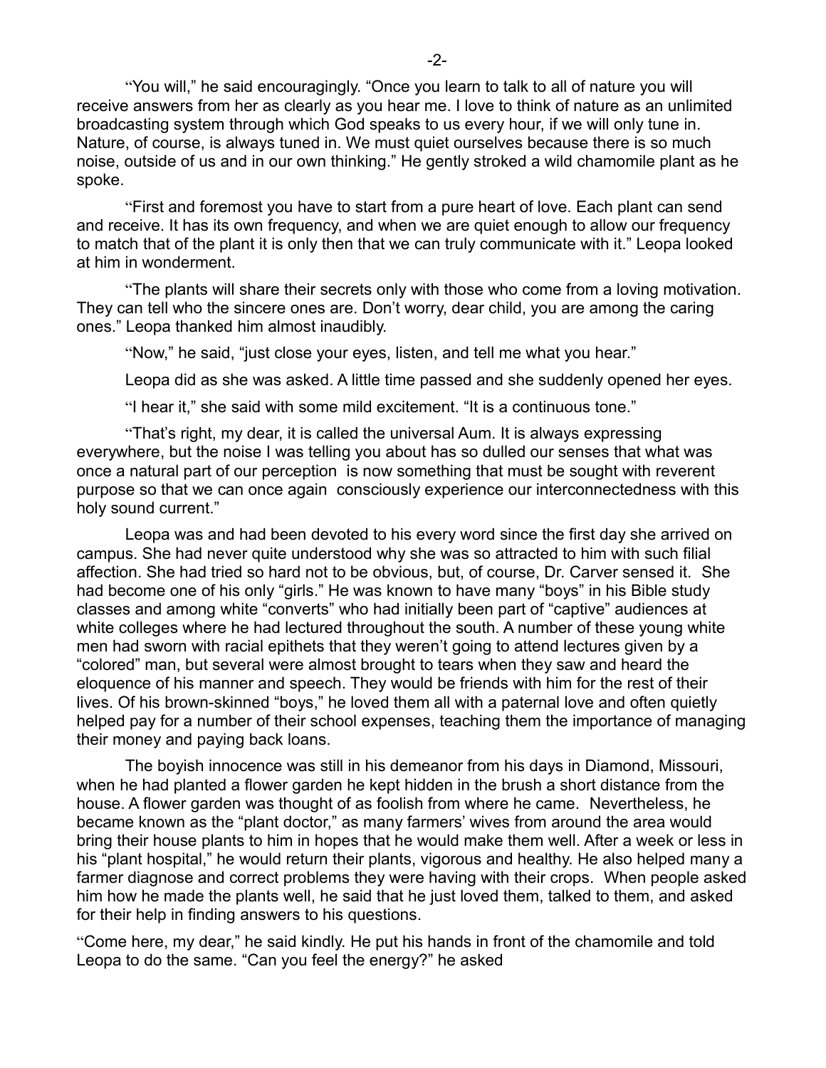"You will," he said encouragingly. "Once you learn to talk to all of nature you will receive answers from her as clearly as you hear me. I love to think of nature as an unlimited broadcasting system through which God speaks to us every hour, if we will only tune in. Nature, of course, is always tuned in. We must quiet ourselves because there is so much noise, outside of us and in our own thinking." He gently stroked a wild chamomile plant as he spoke.

"First and foremost you have to start from a pure heart of love. Each plant can send and receive. It has its own frequency, and when we are quiet enough to allow our frequency to match that of the plant it is only then that we can truly communicate with it." Leopa looked at him in wonderment.

"The plants will share their secrets only with those who come from a loving motivation. They can tell who the sincere ones are. Don't worry, dear child, you are among the caring ones." Leopa thanked him almost inaudibly.

"Now," he said, "just close your eyes, listen, and tell me what you hear."

Leopa did as she was asked. A little time passed and she suddenly opened her eyes.

"I hear it," she said with some mild excitement. "It is a continuous tone."

"That's right, my dear, it is called the universal Aum. It is always expressing everywhere, but the noise I was telling you about has so dulled our senses that what was once a natural part of our perception is now something that must be sought with reverent purpose so that we can once again consciously experience our interconnectedness with this holy sound current."

Leopa was and had been devoted to his every word since the first day she arrived on campus. She had never quite understood why she was so attracted to him with such filial affection. She had tried so hard not to be obvious, but, of course, Dr. Carver sensed it. She had become one of his only "girls." He was known to have many "boys" in his Bible study classes and among white "converts" who had initially been part of "captive" audiences at white colleges where he had lectured throughout the south. A number of these young white men had sworn with racial epithets that they weren't going to attend lectures given by a "colored" man, but several were almost brought to tears when they saw and heard the eloquence of his manner and speech. They would be friends with him for the rest of their lives. Of his brown-skinned "boys," he loved them all with a paternal love and often quietly helped pay for a number of their school expenses, teaching them the importance of managing their money and paying back loans.

The boyish innocence was still in his demeanor from his days in Diamond, Missouri, when he had planted a flower garden he kept hidden in the brush a short distance from the house. A flower garden was thought of as foolish from where he came. Nevertheless, he became known as the "plant doctor," as many farmers' wives from around the area would bring their house plants to him in hopes that he would make them well. After a week or less in his "plant hospital," he would return their plants, vigorous and healthy. He also helped many a farmer diagnose and correct problems they were having with their crops. When people asked him how he made the plants well, he said that he just loved them, talked to them, and asked for their help in finding answers to his questions.

"Come here, my dear," he said kindly. He put his hands in front of the chamomile and told Leopa to do the same. "Can you feel the energy?" he asked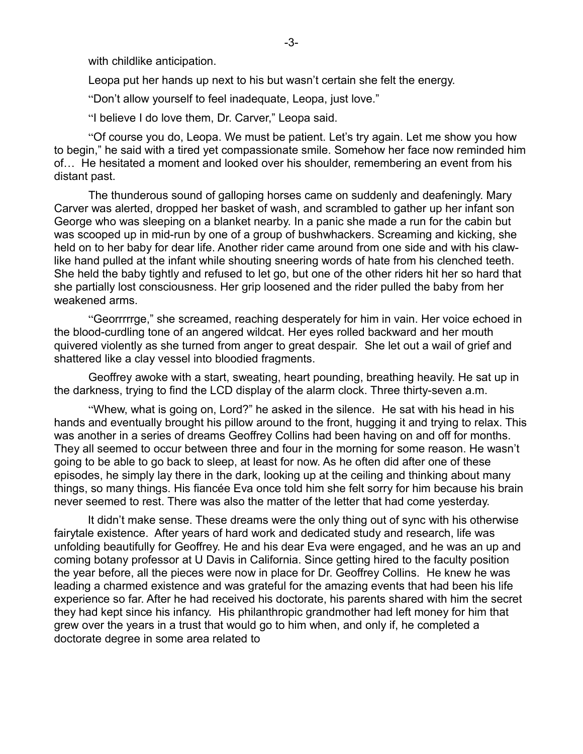with childlike anticipation.

Leopa put her hands up next to his but wasn't certain she felt the energy.

"Don't allow yourself to feel inadequate, Leopa, just love."

"I believe I do love them, Dr. Carver," Leopa said.

"Of course you do, Leopa. We must be patient. Let's try again. Let me show you how to begin," he said with a tired yet compassionate smile. Somehow her face now reminded him of… He hesitated a moment and looked over his shoulder, remembering an event from his distant past.

The thunderous sound of galloping horses came on suddenly and deafeningly. Mary Carver was alerted, dropped her basket of wash, and scrambled to gather up her infant son George who was sleeping on a blanket nearby. In a panic she made a run for the cabin but was scooped up in mid-run by one of a group of bushwhackers. Screaming and kicking, she held on to her baby for dear life. Another rider came around from one side and with his claw-like hand pulled at the infant while shouting sneering words of hate from his clenched teeth. She held the baby tightly and refused to let go, but one of the other riders hit her so hard that she partially lost consciousness. Her grip loosened and the rider pulled the baby from her weakened arms.

"Georrrrrge," she screamed, reaching desperately for him in vain. Her voice echoed in the blood-curdling tone of an angered wildcat. Her eyes rolled backward and her mouth quivered violently as she turned from anger to great despair. She let out a wail of grief and shattered like a clay vessel into bloodied fragments.

Geoffrey awoke with a start, sweating, heart pounding, breathing heavily. He sat up in the darkness, trying to find the LCD display of the alarm clock. Three thirty-seven a.m.

"Whew, what is going on, Lord?" he asked in the silence. He sat with his head in his hands and eventually brought his pillow around to the front, hugging it and trying to relax. This was another in a series of dreams Geoffrey Collins had been having on and off for months. They all seemed to occur between three and four in the morning for some reason. He wasn't going to be able to go back to sleep, at least for now. As he often did after one of these episodes, he simply lay there in the dark, looking up at the ceiling and thinking about many things, so many things. His fiancée Eva once told him she felt sorry for him because his brain never seemed to rest. There was also the matter of the letter that had come yesterday.

It didn't make sense. These dreams were the only thing out of sync with his otherwise fairytale existence. After years of hard work and dedicated study and research, life was unfolding beautifully for Geoffrey. He and his dear Eva were engaged, and he was an up and coming botany professor at U Davis in California. Since getting hired to the faculty position the year before, all the pieces were now in place for Dr. Geoffrey Collins. He knew he was leading a charmed existence and was grateful for the amazing events that had been his life experience so far. After he had received his doctorate, his parents shared with him the secret they had kept since his infancy. His philanthropic grandmother had left money for him that grew over the years in a trust that would go to him when, and only if, he completed a doctorate degree in some area related to